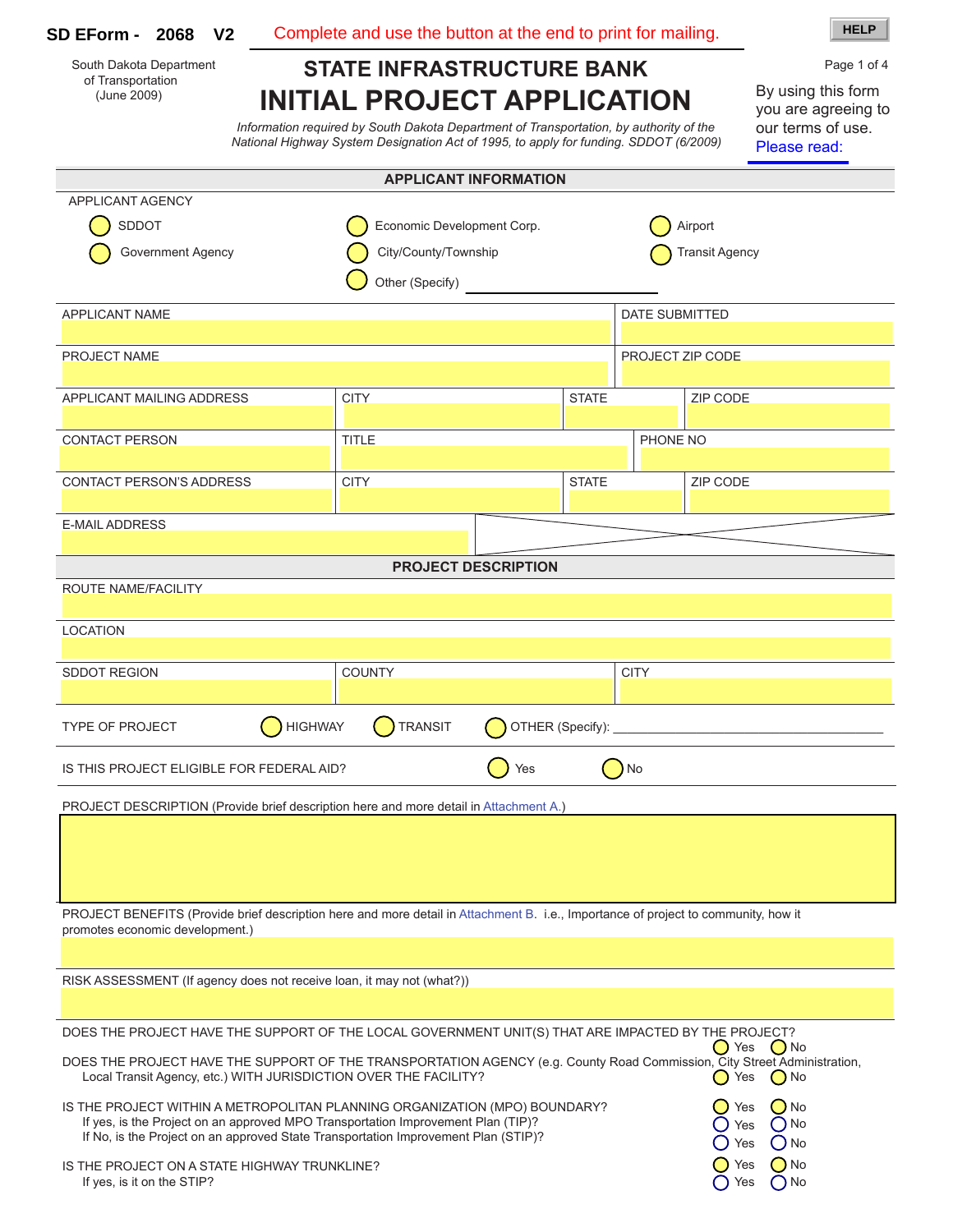SD EForm - 2068 V2

Complete and use the button at the end to print for mailing.

HELP

South Dakota Department of Transportation (June 2009)

# STATE INFRASTRUCTURE BANK
# INITIAL PROJECT APPLICATION

*Information required by South Dakota Department of Transportation, by authority of the National Highway System Designation Act of 1995, to apply for funding. SDDOT (6/2009)*

By using this form you are agreeing to our terms of use. Please read:

## APPLICANT INFORMATION

APPLICANT AGENCY

- ○ SDDOT
- ○ Government Agency
- ○ Economic Development Corp.
- ○ City/County/Township
- ○ Other (Specify) ______________
- ○ Airport
- ○ Transit Agency

| APPLICANT NAME | | | DATE SUBMITTED |
|---|---|---|---|
| PROJECT NAME | | | PROJECT ZIP CODE |
| APPLICANT MAILING ADDRESS | CITY | STATE | ZIP CODE |
| CONTACT PERSON | TITLE | | PHONE NO |
| CONTACT PERSON'S ADDRESS | CITY | STATE | ZIP CODE |
| E-MAIL ADDRESS | | | |

## PROJECT DESCRIPTION

ROUTE NAME/FACILITY

LOCATION

| SDDOT REGION | COUNTY | CITY |
|---|---|---|

TYPE OF PROJECT ○ HIGHWAY ○ TRANSIT ○ OTHER (Specify): ______________

IS THIS PROJECT ELIGIBLE FOR FEDERAL AID? ○ Yes ○ No

PROJECT DESCRIPTION (Provide brief description here and more detail in Attachment A.)

PROJECT BENEFITS (Provide brief description here and more detail in Attachment B. i.e., Importance of project to community, how it promotes economic development.)

RISK ASSESSMENT (If agency does not receive loan, it may not (what?))

DOES THE PROJECT HAVE THE SUPPORT OF THE LOCAL GOVERNMENT UNIT(S) THAT ARE IMPACTED BY THE PROJECT? ○ Yes ○ No

DOES THE PROJECT HAVE THE SUPPORT OF THE TRANSPORTATION AGENCY (e.g. County Road Commission, City Street Administration, Local Transit Agency, etc.) WITH JURISDICTION OVER THE FACILITY? ○ Yes ○ No

IS THE PROJECT WITHIN A METROPOLITAN PLANNING ORGANIZATION (MPO) BOUNDARY? ○ Yes ○ No
If yes, is the Project on an approved MPO Transportation Improvement Plan (TIP)? ○ Yes ○ No
If No, is the Project on an approved State Transportation Improvement Plan (STIP)? ○ Yes ○ No

IS THE PROJECT ON A STATE HIGHWAY TRUNKLINE? ○ Yes ○ No
If yes, is it on the STIP? ○ Yes ○ No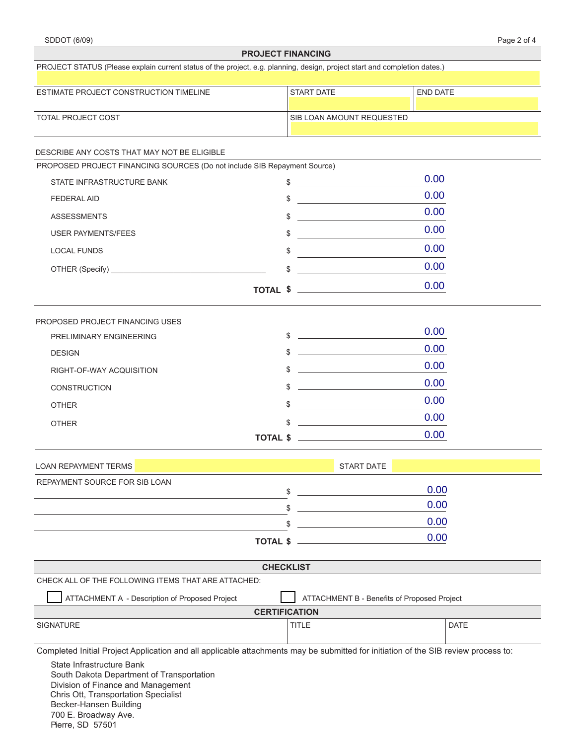## PROJECT FINANCING

| PROJECT STATUS (Please explain current status of the project, e.g. planning, design, project start and completion dates.) | | |
|---|---|---|
| ESTIMATE PROJECT CONSTRUCTION TIMELINE | START DATE | END DATE |
| TOTAL PROJECT COST | SIB LOAN AMOUNT REQUESTED | |

DESCRIBE ANY COSTS THAT MAY NOT BE ELIGIBLE

PROPOSED PROJECT FINANCING SOURCES (Do not include SIB Repayment Source)

| | | |
|---|---|---|
| STATE INFRASTRUCTURE BANK | $ | 0.00 |
| FEDERAL AID | $ | 0.00 |
| ASSESSMENTS | $ | 0.00 |
| USER PAYMENTS/FEES | $ | 0.00 |
| LOCAL FUNDS | $ | 0.00 |
| OTHER (Specify) ______________________ | $ | 0.00 |
| **TOTAL** | **$** | 0.00 |

PROPOSED PROJECT FINANCING USES

| | | |
|---|---|---|
| PRELIMINARY ENGINEERING | $ | 0.00 |
| DESIGN | $ | 0.00 |
| RIGHT-OF-WAY ACQUISITION | $ | 0.00 |
| CONSTRUCTION | $ | 0.00 |
| OTHER | $ | 0.00 |
| OTHER | $ | 0.00 |
| **TOTAL** | **$** | 0.00 |

LOAN REPAYMENT TERMS ____________________ START DATE ____________

REPAYMENT SOURCE FOR SIB LOAN

| | | |
|---|---|---|
| ______________________ | $ | 0.00 |
| ______________________ | $ | 0.00 |
| ______________________ | $ | 0.00 |
| **TOTAL** | **$** | 0.00 |

## CHECKLIST

CHECK ALL OF THE FOLLOWING ITEMS THAT ARE ATTACHED:

- ☐ ATTACHMENT A - Description of Proposed Project
- ☐ ATTACHMENT B - Benefits of Proposed Project

## CERTIFICATION

| SIGNATURE | TITLE | DATE |
|---|---|---|
| | | |

Completed Initial Project Application and all applicable attachments may be submitted for initiation of the SIB review process to:

State Infrastructure Bank
South Dakota Department of Transportation
Division of Finance and Management
Chris Ott, Transportation Specialist
Becker-Hansen Building
700 E. Broadway Ave.
Pierre, SD 57501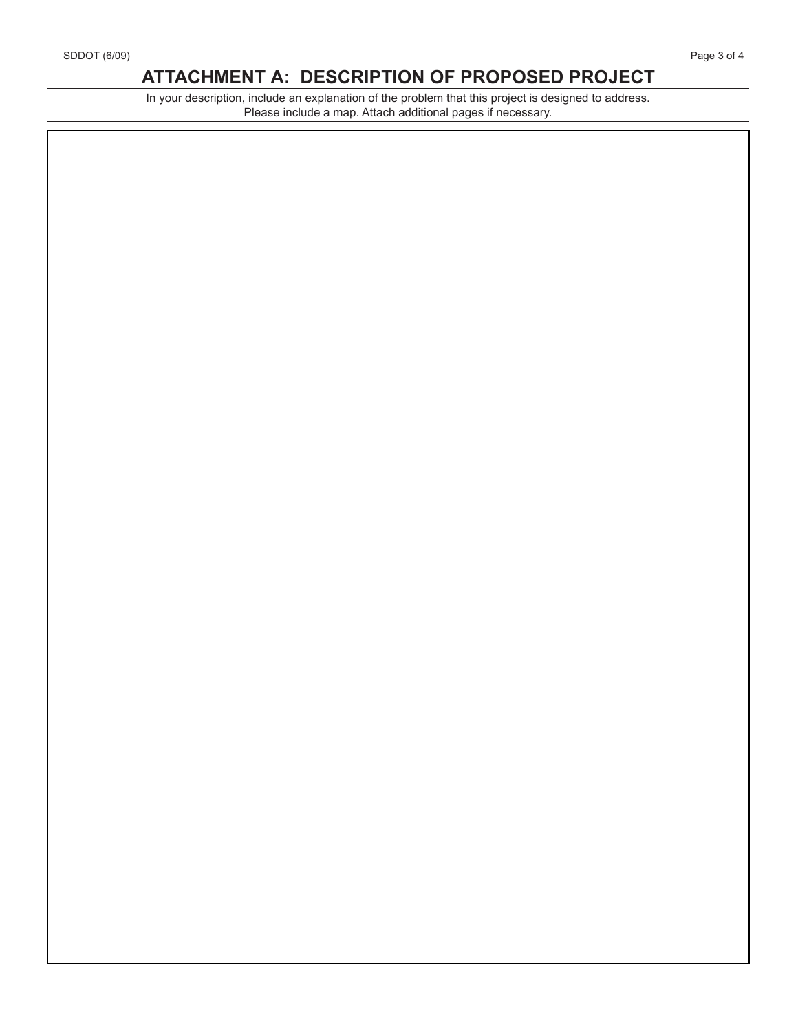# ATTACHMENT A: DESCRIPTION OF PROPOSED PROJECT

In your description, include an explanation of the problem that this project is designed to address.
Please include a map. Attach additional pages if necessary.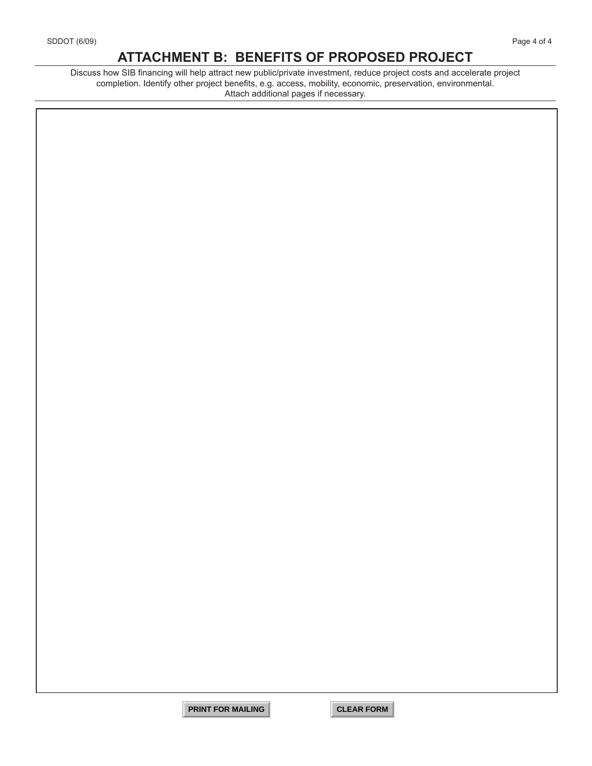# ATTACHMENT B: BENEFITS OF PROPOSED PROJECT

Discuss how SIB financing will help attract new public/private investment, reduce project costs and accelerate project completion. Identify other project benefits, e.g. access, mobility, economic, preservation, environmental. Attach additional pages if necessary.

PRINT FOR MAILING

CLEAR FORM